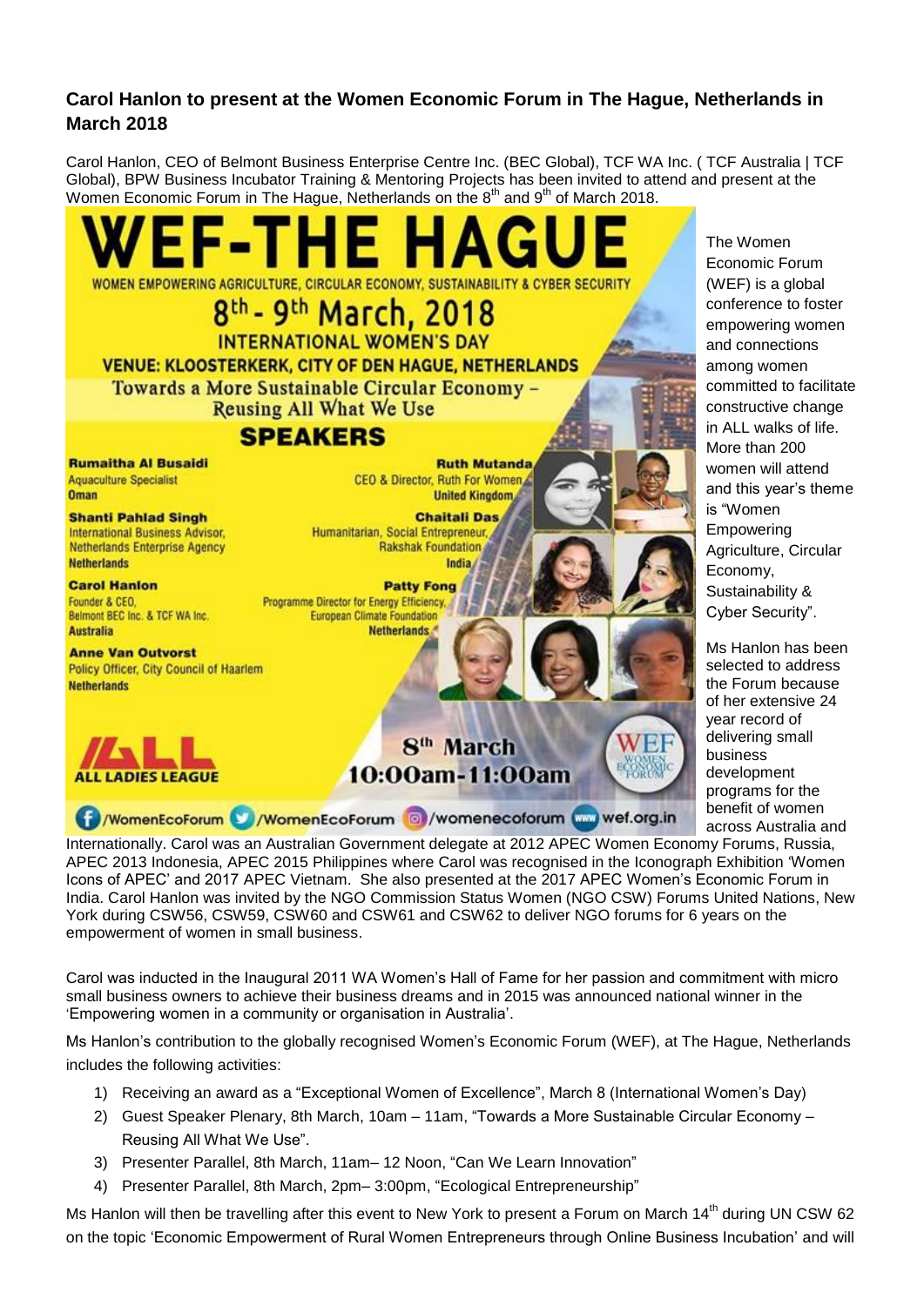## Carol Hanlon to present at the Women Economic Forum in The Hague, Netherlands in March 2018

Carol Hanlon, CEO of Belmont Business Enterprise Centre Inc. (BEC Global), TCF WA Inc. ( TCF Australia | TCF Global), BPW Business Incubator Training & Mentoring Projects has been invited to attend and present at the Women Economic Forum in The Hague, Netherlands on the 8th and 9th of March 2018.

# WEF-THE HAGUE

WOMEN EMPOWERING AGRICULTURE, CIRCULAR ECONOMY, SUSTAINABILITY & CYBER SECURITY

8th - 9th March, 2018

INTERNATIONAL WOMEN'S DAY

VENUE: KLOOSTERKERK, CITY OF DEN HAGUE, NETHERLANDS

Towards a More Sustainable Circular Economy – Reusing All What We Use

**SPEAKERS**

**Rumaitha Al Busaidi**
Aquaculture Specialist
Oman

**Shanti Pahlad Singh**
International Business Advisor, Netherlands Enterprise Agency
Netherlands

**Carol Hanlon**
Founder & CEO, Belmont BEC Inc. & TCF WA Inc.
Australia

**Anne Van Outvorst**
Policy Officer, City Council of Haarlem
Netherlands

**Ruth Mutanda**
CEO & Director, Ruth For Women
United Kingdom

**Chaitali Das**
Humanitarian, Social Entrepreneur, Rakshak Foundation
India

**Patty Fong**
Programme Director for Energy Efficiency, European Climate Foundation
Netherlands

ALL LADIES LEAGUE

8th March
10:00am-11:00am

/WomenEcoForum /WomenEcoForum /womenecoforum wef.org.in

The Women Economic Forum (WEF) is a global conference to foster empowering women and connections among women committed to facilitate constructive change in ALL walks of life. More than 200 women will attend and this year's theme is "Women Empowering Agriculture, Circular Economy, Sustainability & Cyber Security".

Ms Hanlon has been selected to address the Forum because of her extensive 24 year record of delivering small business development programs for the benefit of women across Australia and Internationally. Carol was an Australian Government delegate at 2012 APEC Women Economy Forums, Russia, APEC 2013 Indonesia, APEC 2015 Philippines where Carol was recognised in the Iconograph Exhibition 'Women Icons of APEC' and 2017 APEC Vietnam. She also presented at the 2017 APEC Women's Economic Forum in India. Carol Hanlon was invited by the NGO Commission Status Women (NGO CSW) Forums United Nations, New York during CSW56, CSW59, CSW60 and CSW61 and CSW62 to deliver NGO forums for 6 years on the empowerment of women in small business.

Carol was inducted in the Inaugural 2011 WA Women's Hall of Fame for her passion and commitment with micro small business owners to achieve their business dreams and in 2015 was announced national winner in the 'Empowering women in a community or organisation in Australia'.

Ms Hanlon's contribution to the globally recognised Women's Economic Forum (WEF), at The Hague, Netherlands includes the following activities:

1) Receiving an award as a "Exceptional Women of Excellence", March 8 (International Women's Day)
2) Guest Speaker Plenary, 8th March, 10am – 11am, "Towards a More Sustainable Circular Economy – Reusing All What We Use".
3) Presenter Parallel, 8th March, 11am– 12 Noon, "Can We Learn Innovation"
4) Presenter Parallel, 8th March, 2pm– 3:00pm, "Ecological Entrepreneurship"

Ms Hanlon will then be travelling after this event to New York to present a Forum on March 14th during UN CSW 62 on the topic 'Economic Empowerment of Rural Women Entrepreneurs through Online Business Incubation' and will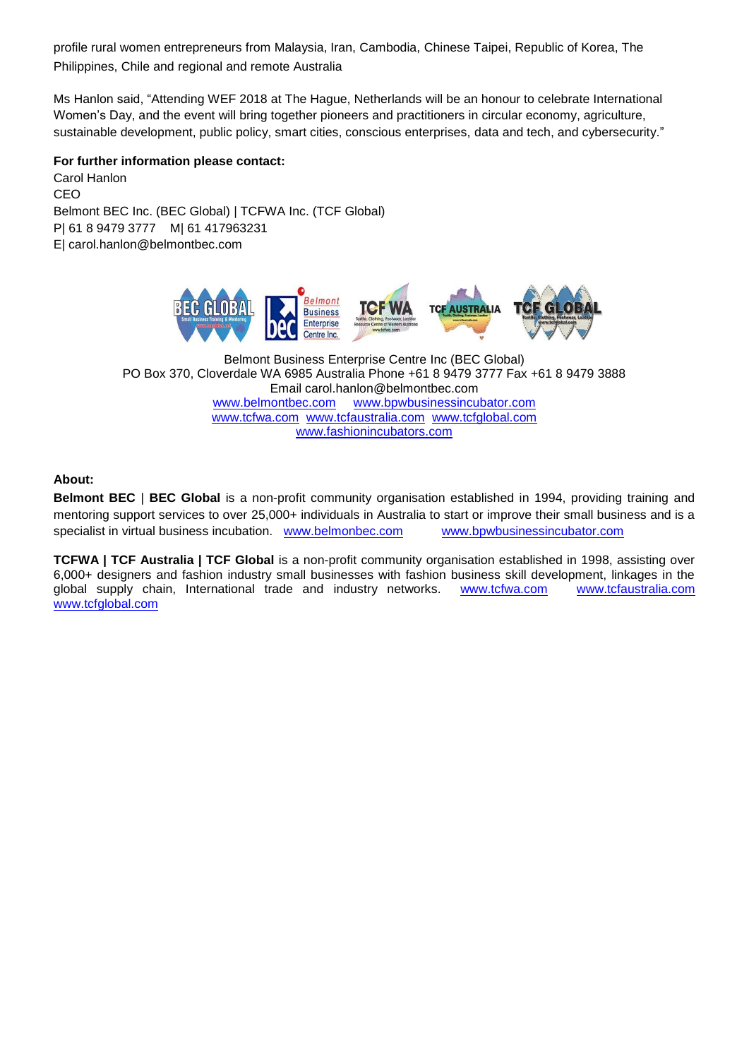profile rural women entrepreneurs from Malaysia, Iran, Cambodia, Chinese Taipei, Republic of Korea, The Philippines, Chile and regional and remote Australia

Ms Hanlon said, "Attending WEF 2018 at The Hague, Netherlands will be an honour to celebrate International Women's Day, and the event will bring together pioneers and practitioners in circular economy, agriculture, sustainable development, public policy, smart cities, conscious enterprises, data and tech, and cybersecurity."

**For further information please contact:**
Carol Hanlon
CEO
Belmont BEC Inc. (BEC Global) | TCFWA Inc. (TCF Global)
P| 61 8 9479 3777   M| 61 417963231
E| carol.hanlon@belmontbec.com

Belmont Business Enterprise Centre Inc (BEC Global)
PO Box 370, Cloverdale WA 6985 Australia Phone +61 8 9479 3777 Fax +61 8 9479 3888
Email carol.hanlon@belmontbec.com
www.belmontbec.com   www.bpwbusinessincubator.com
www.tcfwa.com  www.tcfaustralia.com  www.tcfglobal.com
www.fashionincubators.com

**About:**

**Belmont BEC** | **BEC Global** is a non-profit community organisation established in 1994, providing training and mentoring support services to over 25,000+ individuals in Australia to start or improve their small business and is a specialist in virtual business incubation. www.belmonbec.com   www.bpwbusinessincubator.com

**TCFWA | TCF Australia | TCF Global** is a non-profit community organisation established in 1998, assisting over 6,000+ designers and fashion industry small businesses with fashion business skill development, linkages in the global supply chain, International trade and industry networks. www.tcfwa.com   www.tcfaustralia.com www.tcfglobal.com